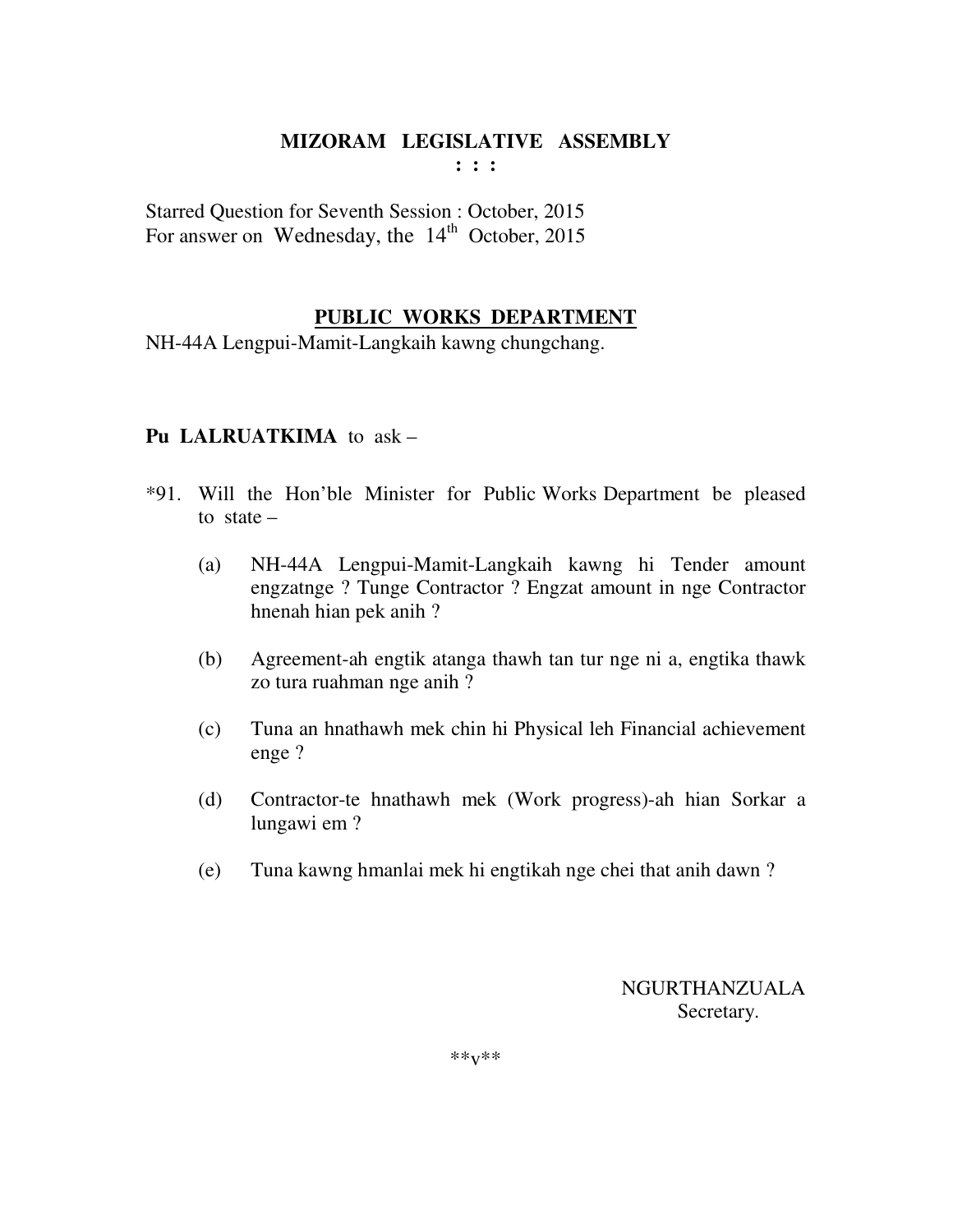# MIZORAM LEGISLATIVE ASSEMBLY

**: : :**

Starred Question for Seventh Session : October, 2015
For answer on Wednesday, the 14th October, 2015

## PUBLIC WORKS DEPARTMENT

NH-44A Lengpui-Mamit-Langkaih kawng chungchang.

**Pu LALRUATKIMA** to ask –

*91. Will the Hon'ble Minister for Public Works Department be pleased to state –

(a) NH-44A Lengpui-Mamit-Langkaih kawng hi Tender amount engzatnge ? Tunge Contractor ? Engzat amount in nge Contractor hnenah hian pek anih ?

(b) Agreement-ah engtik atanga thawh tan tur nge ni a, engtika thawk zo tura ruahman nge anih ?

(c) Tuna an hnathawh mek chin hi Physical leh Financial achievement enge ?

(d) Contractor-te hnathawh mek (Work progress)-ah hian Sorkar a lungawi em ?

(e) Tuna kawng hmanlai mek hi engtikah nge chei that anih dawn ?

NGURTHANZUALA
Secretary.

**v**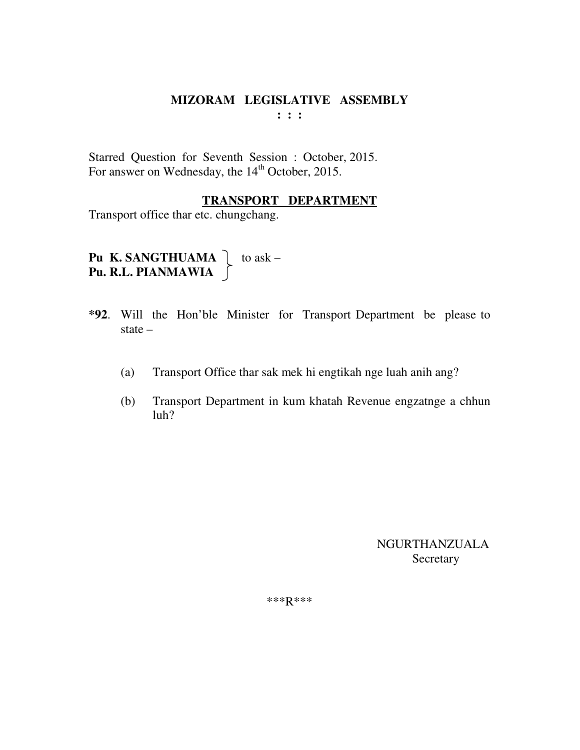# MIZORAM LEGISLATIVE ASSEMBLY

**: : :**

Starred Question for Seventh Session : October, 2015.
For answer on Wednesday, the 14th October, 2015.

## TRANSPORT DEPARTMENT

Transport office thar etc. chungchang.

**Pu K. SANGTHUAMA**
**Pu. R.L. PIANMAWIA** } to ask –

**\*92**. Will the Hon'ble Minister for Transport Department be please to state –

(a) Transport Office thar sak mek hi engtikah nge luah anih ang?

(b) Transport Department in kum khatah Revenue engzatnge a chhun luh?

NGURTHANZUALA
Secretary

\*\*\*R\*\*\*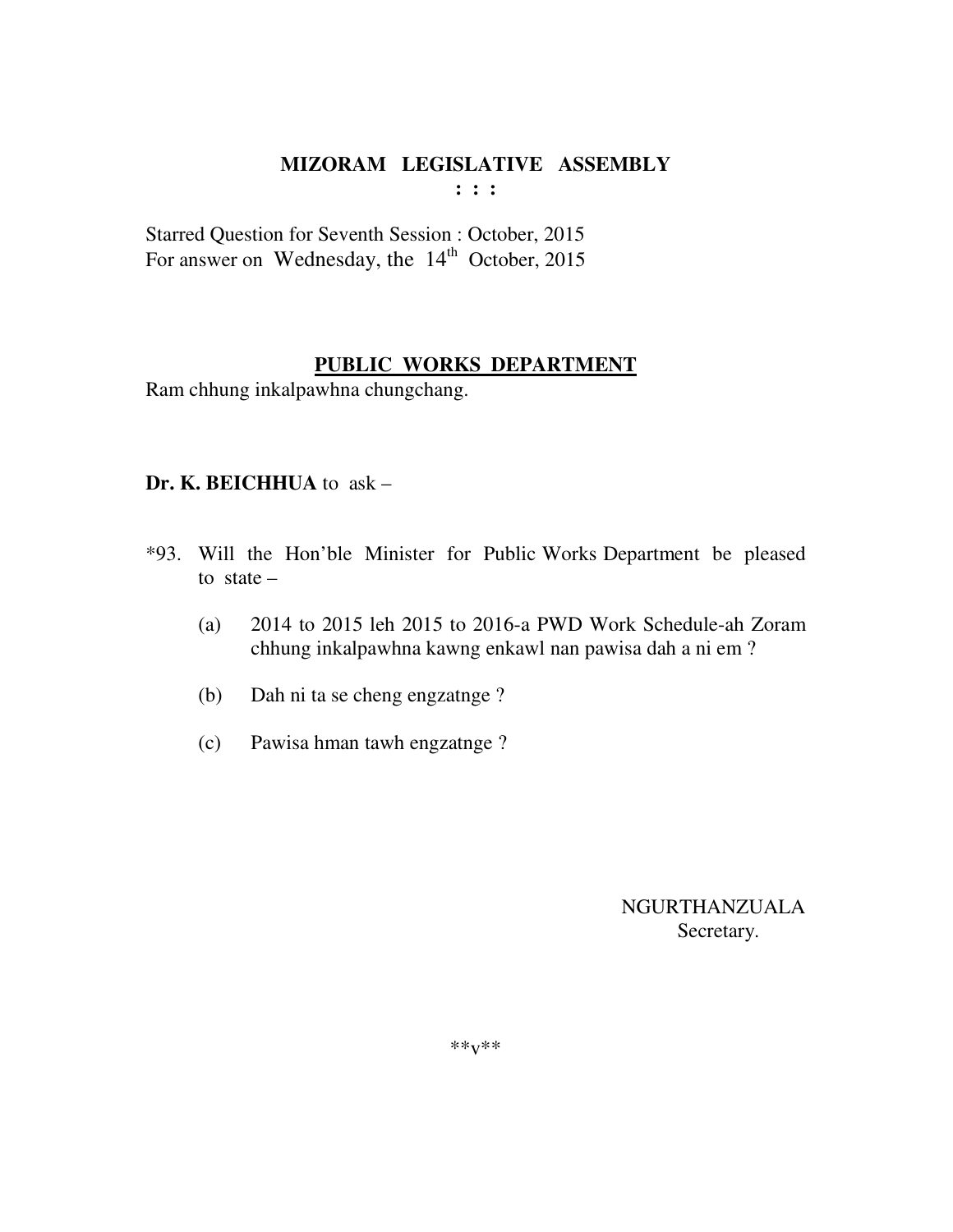# MIZORAM LEGISLATIVE ASSEMBLY

**: : :**

Starred Question for Seventh Session : October, 2015
For answer on Wednesday, the 14th October, 2015

## PUBLIC WORKS DEPARTMENT

Ram chhung inkalpawhna chungchang.

**Dr. K. BEICHHUA** to ask –

*93. Will the Hon'ble Minister for Public Works Department be pleased to state –

(a) 2014 to 2015 leh 2015 to 2016-a PWD Work Schedule-ah Zoram chhung inkalpawhna kawng enkawl nan pawisa dah a ni em ?

(b) Dah ni ta se cheng engzatnge ?

(c) Pawisa hman tawh engzatnge ?

NGURTHANZUALA
Secretary.

**v**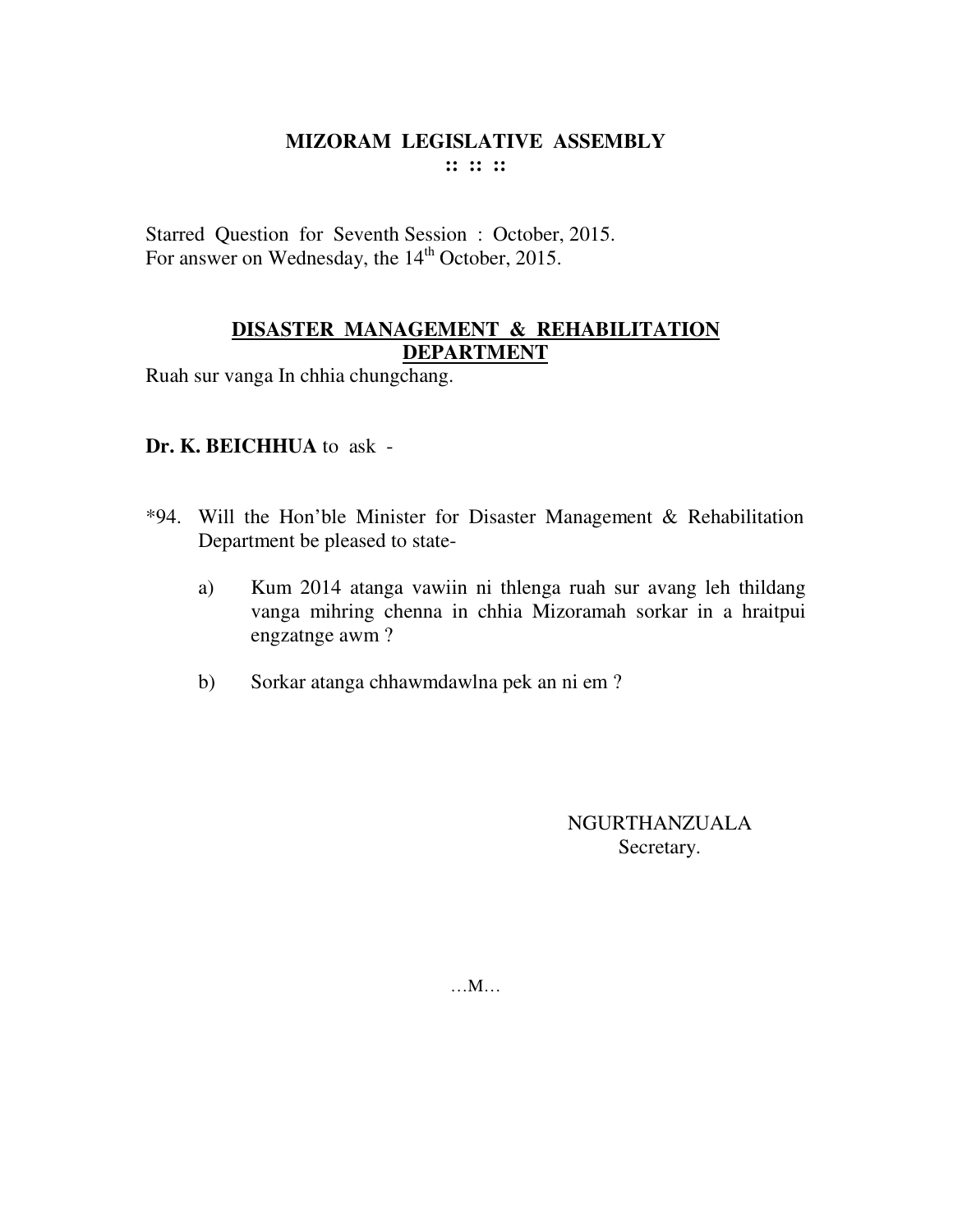# MIZORAM LEGISLATIVE ASSEMBLY

:: :: ::

Starred Question for Seventh Session : October, 2015.
For answer on Wednesday, the 14th October, 2015.

## DISASTER MANAGEMENT & REHABILITATION DEPARTMENT

Ruah sur vanga In chhia chungchang.

**Dr. K. BEICHHUA** to ask -

*94. Will the Hon'ble Minister for Disaster Management & Rehabilitation Department be pleased to state-

a) Kum 2014 atanga vawiin ni thlenga ruah sur avang leh thildang vanga mihring chenna in chhia Mizoramah sorkar in a hraitpui engzatnge awm ?

b) Sorkar atanga chhawmdawlna pek an ni em ?

NGURTHANZUALA
Secretary.

…M…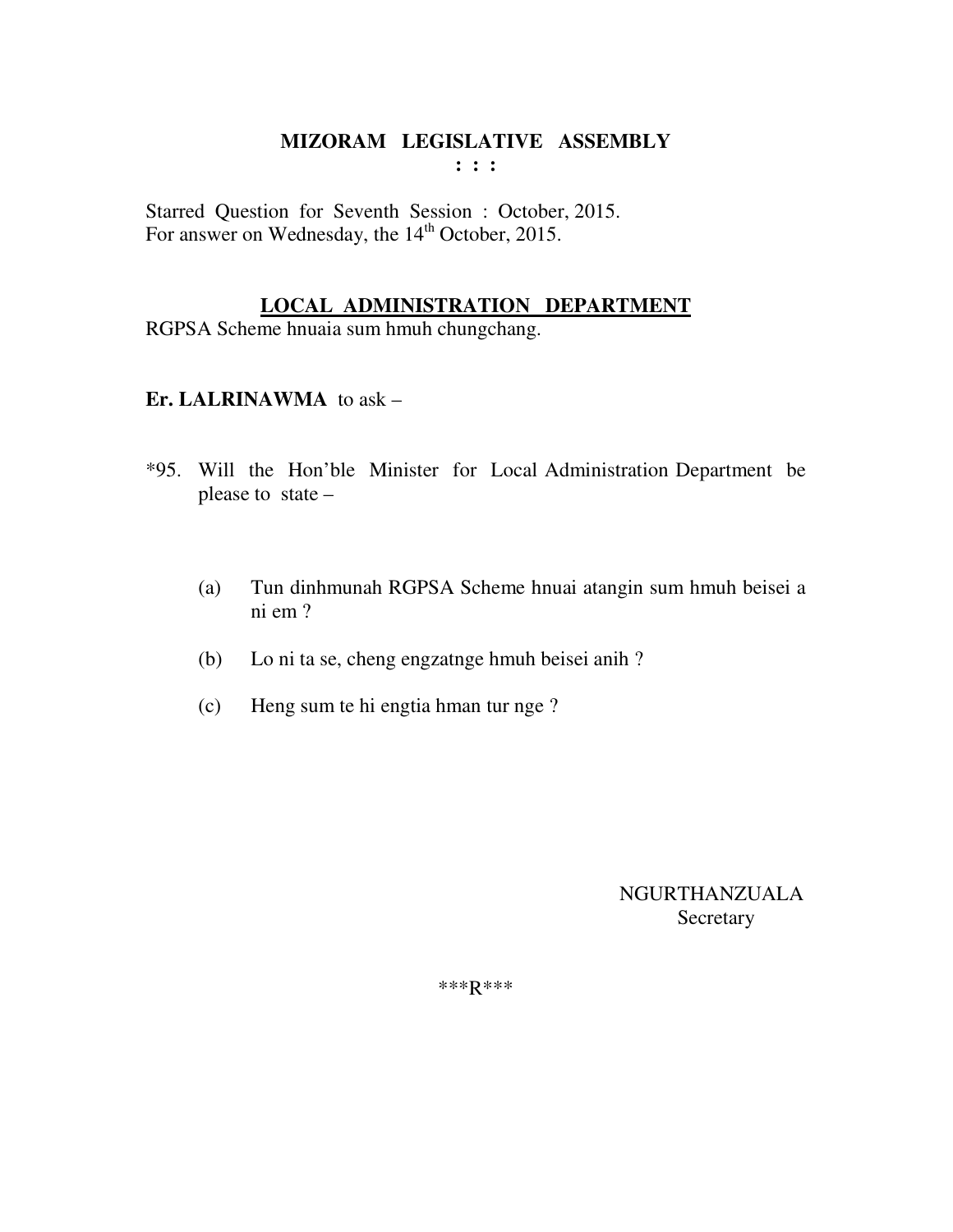**MIZORAM LEGISLATIVE ASSEMBLY**

**: : :**

Starred Question for Seventh Session : October, 2015.
For answer on Wednesday, the 14th October, 2015.

**LOCAL ADMINISTRATION DEPARTMENT**

RGPSA Scheme hnuaia sum hmuh chungchang.

**Er. LALRINAWMA** to ask –

*95. Will the Hon'ble Minister for Local Administration Department be please to state –

(a) Tun dinhmunah RGPSA Scheme hnuai atangin sum hmuh beisei a ni em ?

(b) Lo ni ta se, cheng engzatnge hmuh beisei anih ?

(c) Heng sum te hi engtia hman tur nge ?

NGURTHANZUALA
Secretary

\*\*\*R\*\*\*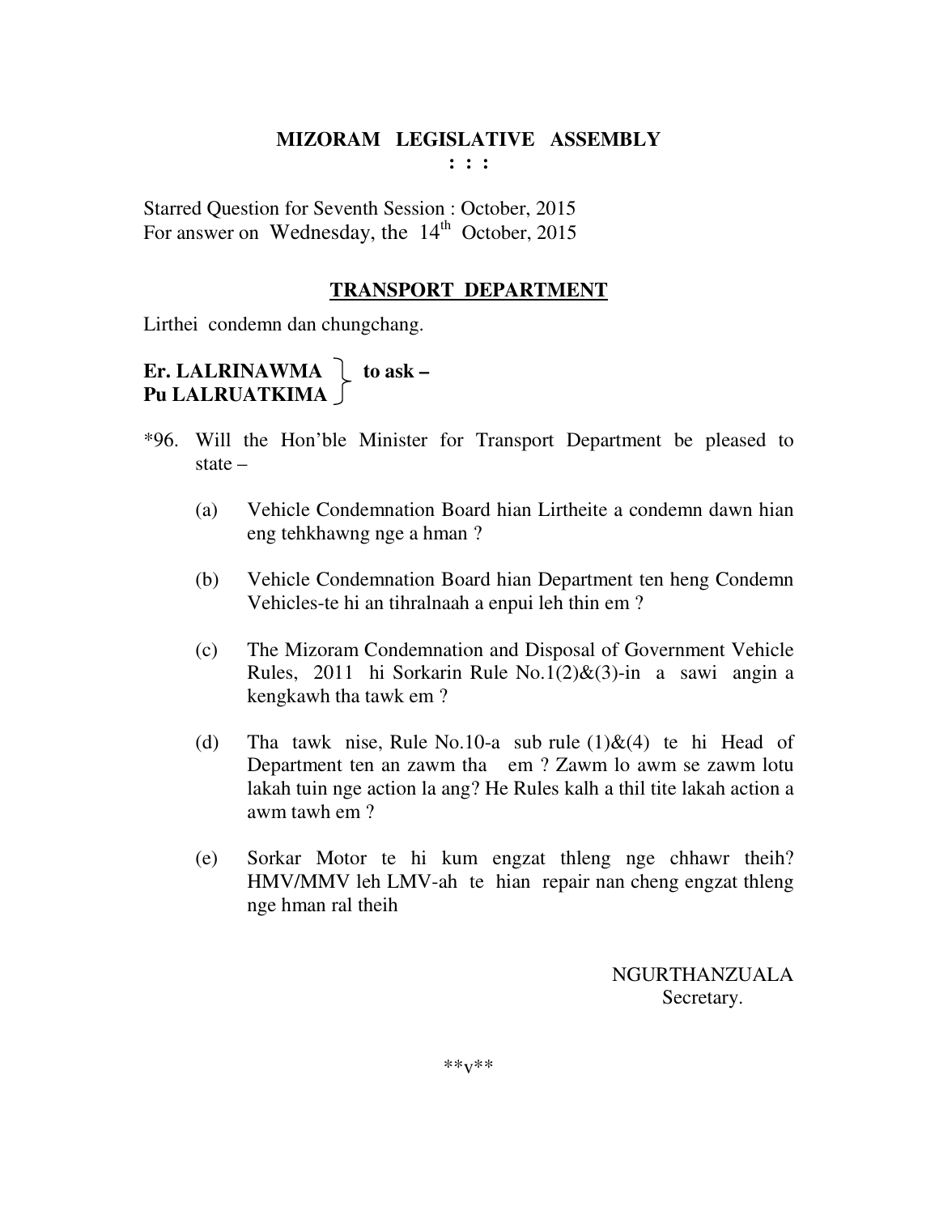# MIZORAM LEGISLATIVE ASSEMBLY

**: : :**

Starred Question for Seventh Session : October, 2015
For answer on Wednesday, the 14th October, 2015

## TRANSPORT DEPARTMENT

Lirthei condemn dan chungchang.

**Er. LALRINAWMA**
**Pu LALRUATKIMA** } **to ask –**

*96. Will the Hon'ble Minister for Transport Department be pleased to state –

(a) Vehicle Condemnation Board hian Lirtheite a condemn dawn hian eng tehkhawng nge a hman ?

(b) Vehicle Condemnation Board hian Department ten heng Condemn Vehicles-te hi an tihralnaah a enpui leh thin em ?

(c) The Mizoram Condemnation and Disposal of Government Vehicle Rules, 2011 hi Sorkarin Rule No.1(2)&(3)-in a sawi angin a kengkawh tha tawk em ?

(d) Tha tawk nise, Rule No.10-a sub rule (1)&(4) te hi Head of Department ten an zawm tha em ? Zawm lo awm se zawm lotu lakah tuin nge action la ang? He Rules kalh a thil tite lakah action a awm tawh em ?

(e) Sorkar Motor te hi kum engzat thleng nge chhawr theih? HMV/MMV leh LMV-ah te hian repair nan cheng engzat thleng nge hman ral theih

NGURTHANZUALA
Secretary.

**v**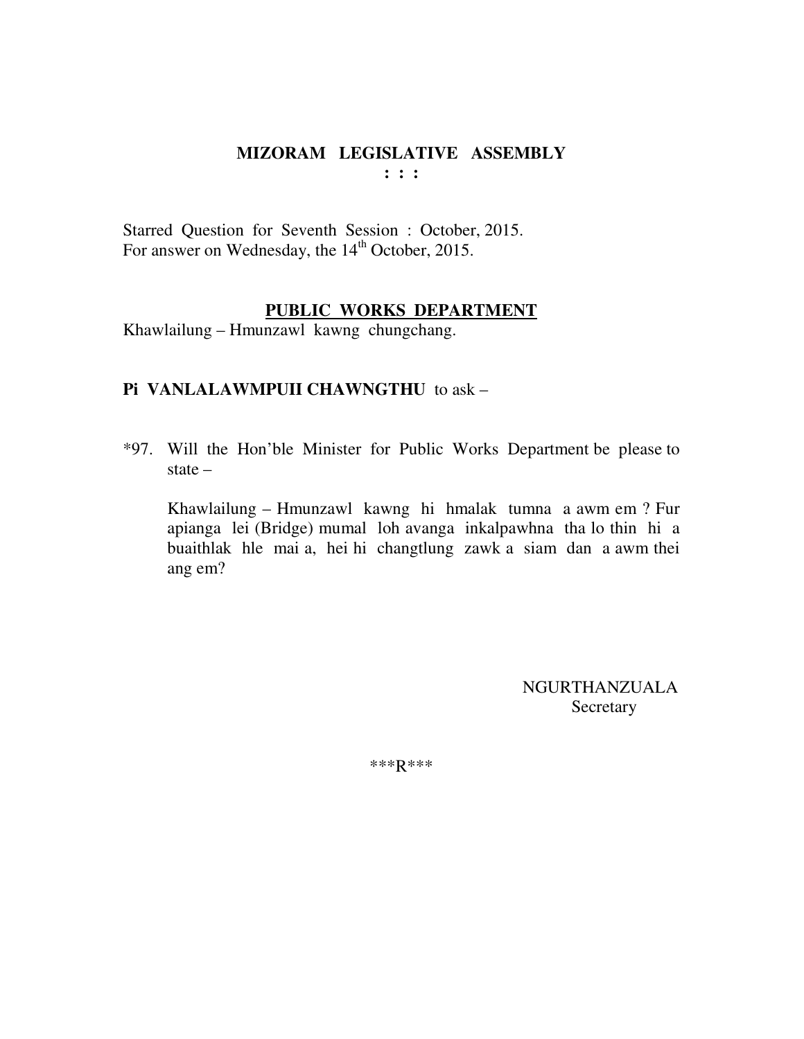# MIZORAM LEGISLATIVE ASSEMBLY

**: : :**

Starred Question for Seventh Session : October, 2015.
For answer on Wednesday, the 14th October, 2015.

## PUBLIC WORKS DEPARTMENT

Khawlailung – Hmunzawl kawng chungchang.

**Pi VANLALAWMPUII CHAWNGTHU** to ask –

*97. Will the Hon'ble Minister for Public Works Department be please to state –

Khawlailung – Hmunzawl kawng hi hmalak tumna a awm em ? Fur apianga lei (Bridge) mumal loh avanga inkalpawhna tha lo thin hi a buaithlak hle mai a, hei hi changtlung zawk a siam dan a awm thei ang em?

NGURTHANZUALA
Secretary

***R***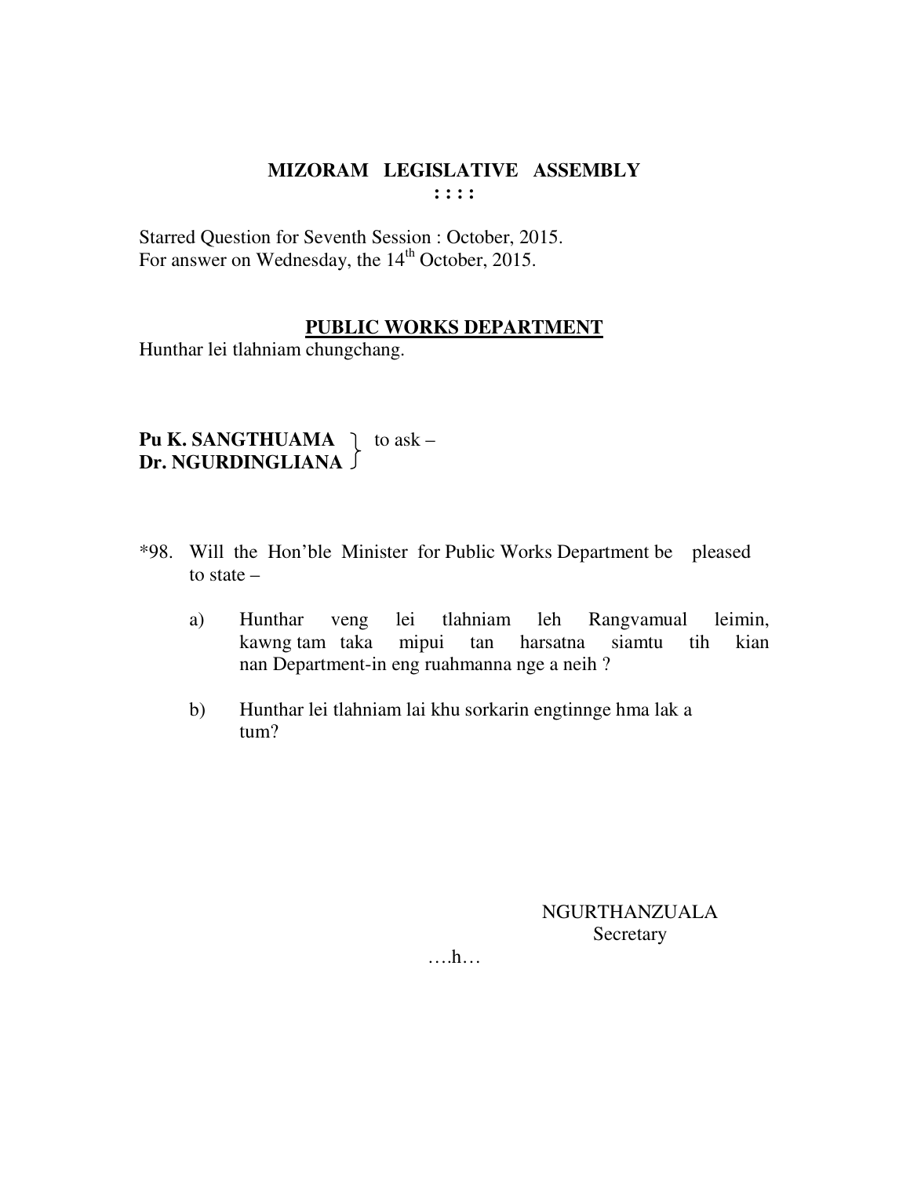# MIZORAM LEGISLATIVE ASSEMBLY

: : : :

Starred Question for Seventh Session : October, 2015.
For answer on Wednesday, the 14th October, 2015.

## PUBLIC WORKS DEPARTMENT

Hunthar lei tlahniam chungchang.

**Pu K. SANGTHUAMA**
**Dr. NGURDINGLIANA** } to ask –

*98. Will the Hon'ble Minister for Public Works Department be pleased to state –

a) Hunthar veng lei tlahniam leh Rangvamual leimin, kawng tam taka mipui tan harsatna siamtu tih kian nan Department-in eng ruahmanna nge a neih ?

b) Hunthar lei tlahniam lai khu sorkarin engtinnge hma lak a tum?

NGURTHANZUALA
Secretary

….h…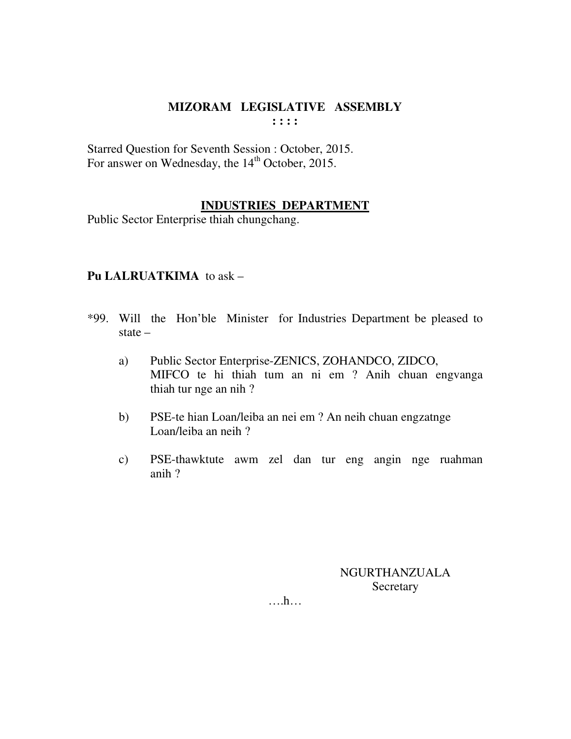# MIZORAM LEGISLATIVE ASSEMBLY

: : : :

Starred Question for Seventh Session : October, 2015.
For answer on Wednesday, the 14th October, 2015.

## INDUSTRIES DEPARTMENT

Public Sector Enterprise thiah chungchang.

**Pu LALRUATKIMA** to ask –

*99. Will the Hon'ble Minister for Industries Department be pleased to state –

a) Public Sector Enterprise-ZENICS, ZOHANDCO, ZIDCO, MIFCO te hi thiah tum an ni em ? Anih chuan engvanga thiah tur nge an nih ?

b) PSE-te hian Loan/leiba an nei em ? An neih chuan engzatnge Loan/leiba an neih ?

c) PSE-thawktute awm zel dan tur eng angin nge ruahman anih ?

NGURTHANZUALA
Secretary

….h…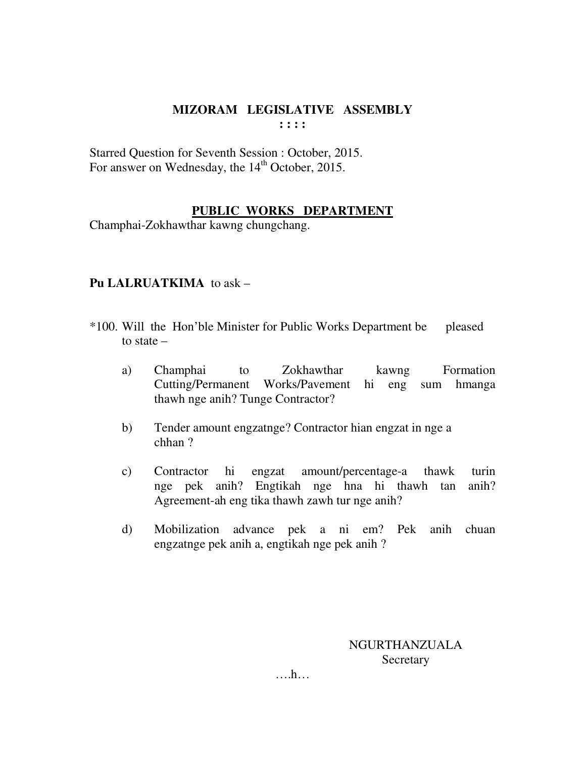# MIZORAM LEGISLATIVE ASSEMBLY

**: : : :**

Starred Question for Seventh Session : October, 2015.
For answer on Wednesday, the 14th October, 2015.

## PUBLIC WORKS DEPARTMENT

Champhai-Zokhawthar kawng chungchang.

**Pu LALRUATKIMA** to ask –

*100. Will the Hon'ble Minister for Public Works Department be pleased to state –

a) Champhai to Zokhawthar kawng Formation Cutting/Permanent Works/Pavement hi eng sum hmanga thawh nge anih? Tunge Contractor?

b) Tender amount engzatnge? Contractor hian engzat in nge a chhan ?

c) Contractor hi engzat amount/percentage-a thawk turin nge pek anih? Engtikah nge hna hi thawh tan anih? Agreement-ah eng tika thawh zawh tur nge anih?

d) Mobilization advance pek a ni em? Pek anih chuan engzatnge pek anih a, engtikah nge pek anih ?

NGURTHANZUALA
Secretary

….h…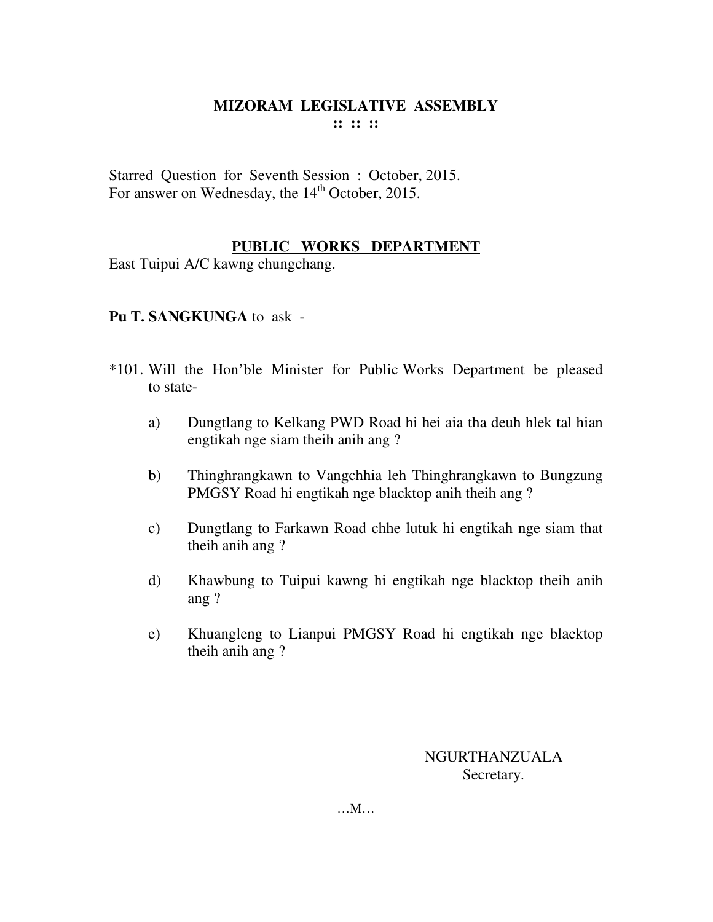# MIZORAM LEGISLATIVE ASSEMBLY

:: :: ::

Starred Question for Seventh Session : October, 2015.
For answer on Wednesday, the 14th October, 2015.

## PUBLIC WORKS DEPARTMENT

East Tuipui A/C kawng chungchang.

**Pu T. SANGKUNGA** to ask -

*101. Will the Hon'ble Minister for Public Works Department be pleased to state-

a) Dungtlang to Kelkang PWD Road hi hei aia tha deuh hlek tal hian engtikah nge siam theih anih ang ?

b) Thinghrangkawn to Vangchhia leh Thinghrangkawn to Bungzung PMGSY Road hi engtikah nge blacktop anih theih ang ?

c) Dungtlang to Farkawn Road chhe lutuk hi engtikah nge siam that theih anih ang ?

d) Khawbung to Tuipui kawng hi engtikah nge blacktop theih anih ang ?

e) Khuangleng to Lianpui PMGSY Road hi engtikah nge blacktop theih anih ang ?

NGURTHANZUALA
Secretary.

…M…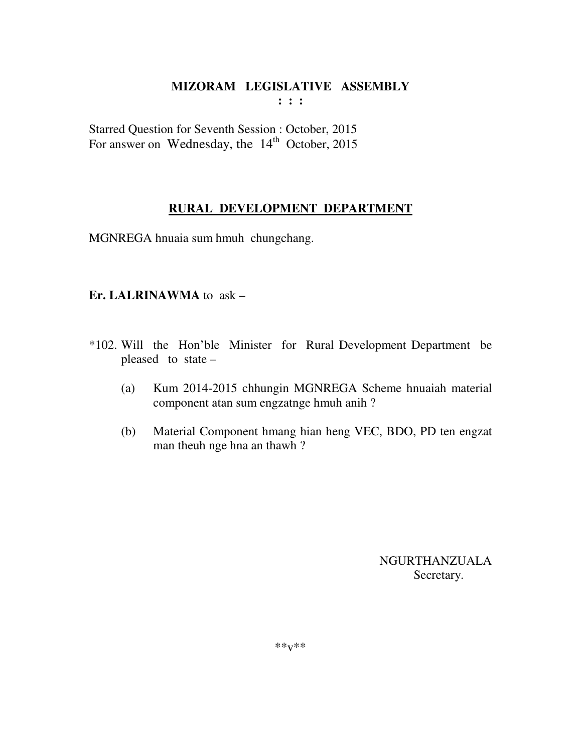# MIZORAM LEGISLATIVE ASSEMBLY
: : :

Starred Question for Seventh Session : October, 2015
For answer on Wednesday, the 14th October, 2015

## RURAL DEVELOPMENT DEPARTMENT

MGNREGA hnuaia sum hmuh chungchang.

**Er. LALRINAWMA** to ask –

*102. Will the Hon'ble Minister for Rural Development Department be pleased to state –

(a) Kum 2014-2015 chhungin MGNREGA Scheme hnuaiah material component atan sum engzatnge hmuh anih ?

(b) Material Component hmang hian heng VEC, BDO, PD ten engzat man theuh nge hna an thawh ?

NGURTHANZUALA
Secretary.

**v**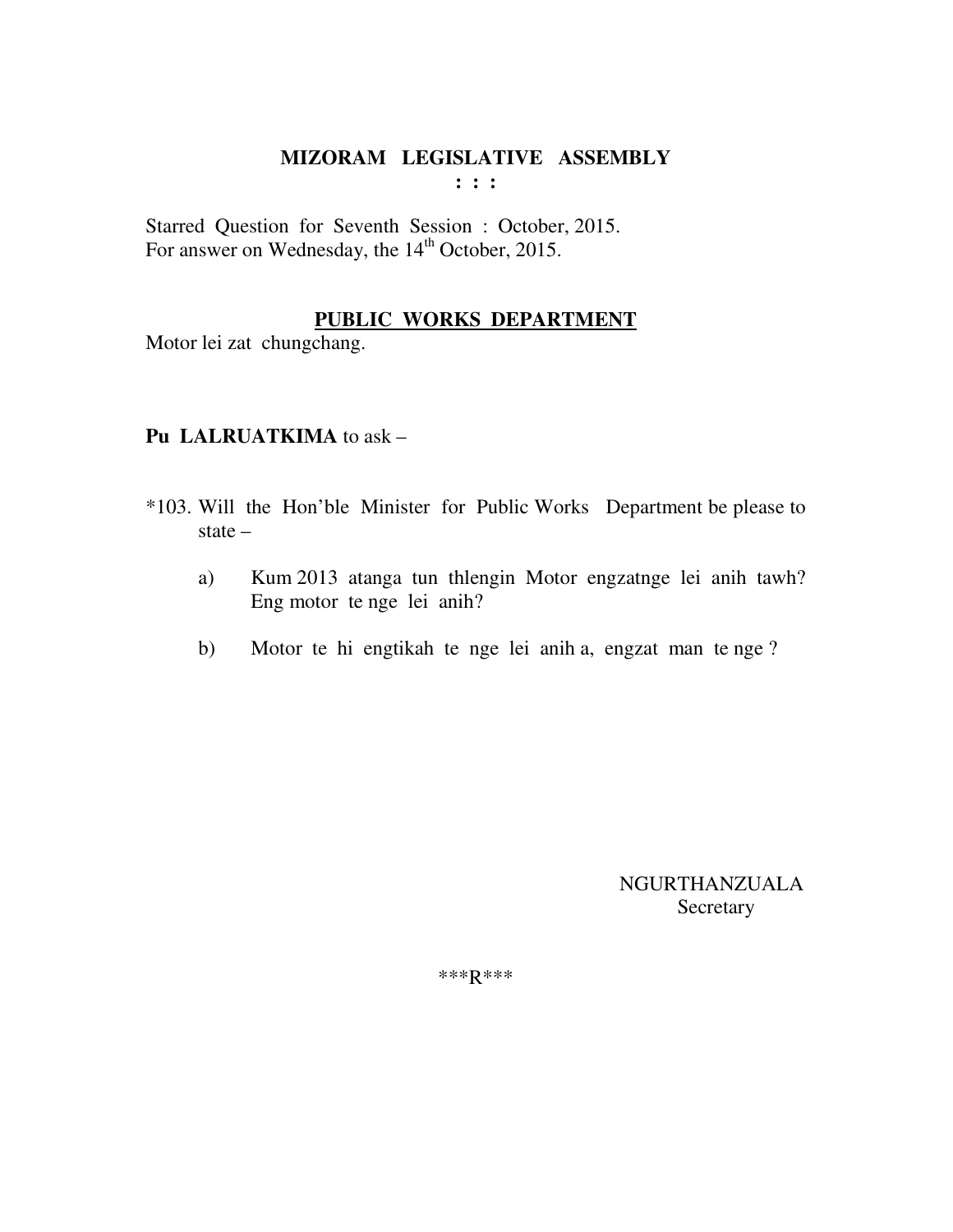# MIZORAM LEGISLATIVE ASSEMBLY

: : :

Starred Question for Seventh Session : October, 2015.
For answer on Wednesday, the 14th October, 2015.

## PUBLIC WORKS DEPARTMENT

Motor lei zat chungchang.

**Pu LALRUATKIMA** to ask –

*103. Will the Hon'ble Minister for Public Works Department be please to state –

a) Kum 2013 atanga tun thlengin Motor engzatnge lei anih tawh? Eng motor te nge lei anih?

b) Motor te hi engtikah te nge lei anih a, engzat man te nge ?

NGURTHANZUALA
Secretary

***R***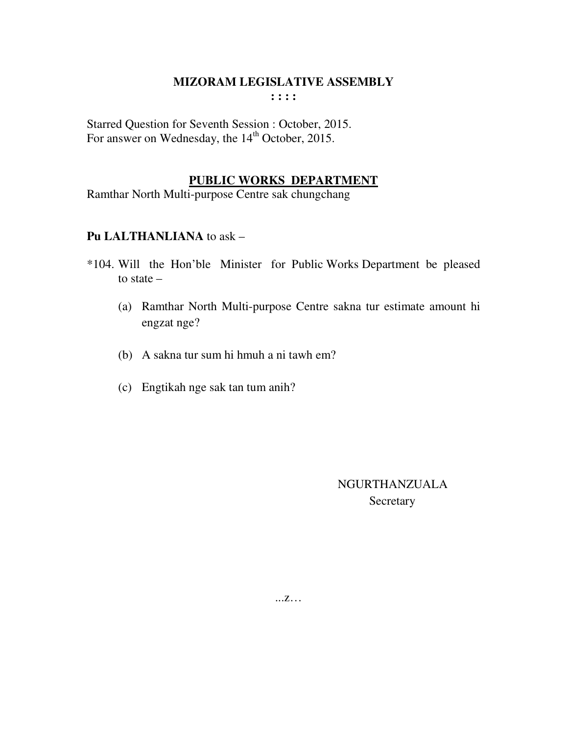**MIZORAM LEGISLATIVE ASSEMBLY**

**: : : :**

Starred Question for Seventh Session : October, 2015.
For answer on Wednesday, the 14th October, 2015.

**PUBLIC WORKS DEPARTMENT**

Ramthar North Multi-purpose Centre sak chungchang

**Pu LALTHANLIANA** to ask –

*104. Will the Hon'ble Minister for Public Works Department be pleased to state –

(a) Ramthar North Multi-purpose Centre sakna tur estimate amount hi engzat nge?

(b) A sakna tur sum hi hmuh a ni tawh em?

(c) Engtikah nge sak tan tum anih?

NGURTHANZUALA
Secretary

...z…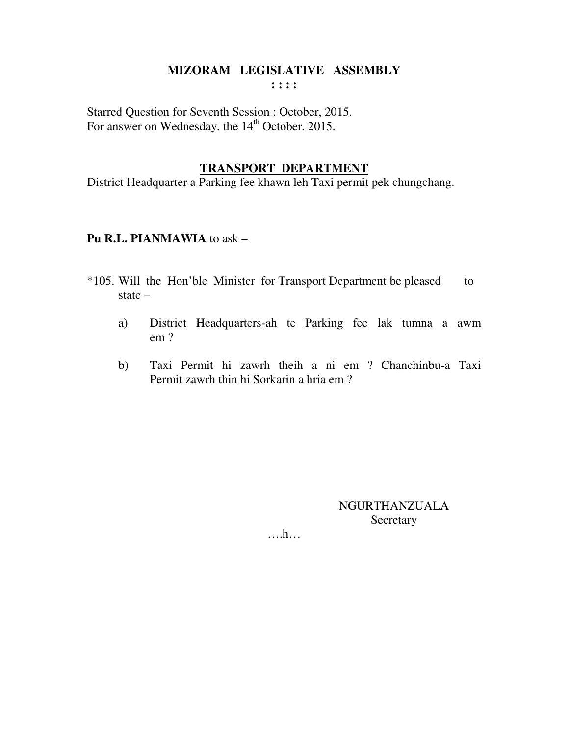# MIZORAM LEGISLATIVE ASSEMBLY

: : : :

Starred Question for Seventh Session : October, 2015.
For answer on Wednesday, the 14th October, 2015.

## TRANSPORT DEPARTMENT

District Headquarter a Parking fee khawn leh Taxi permit pek chungchang.

**Pu R.L. PIANMAWIA** to ask –

*105. Will the Hon'ble Minister for Transport Department be pleased to state –

a) District Headquarters-ah te Parking fee lak tumna a awm em ?

b) Taxi Permit hi zawrh theih a ni em ? Chanchinbu-a Taxi Permit zawrh thin hi Sorkarin a hria em ?

NGURTHANZUALA
Secretary

….h…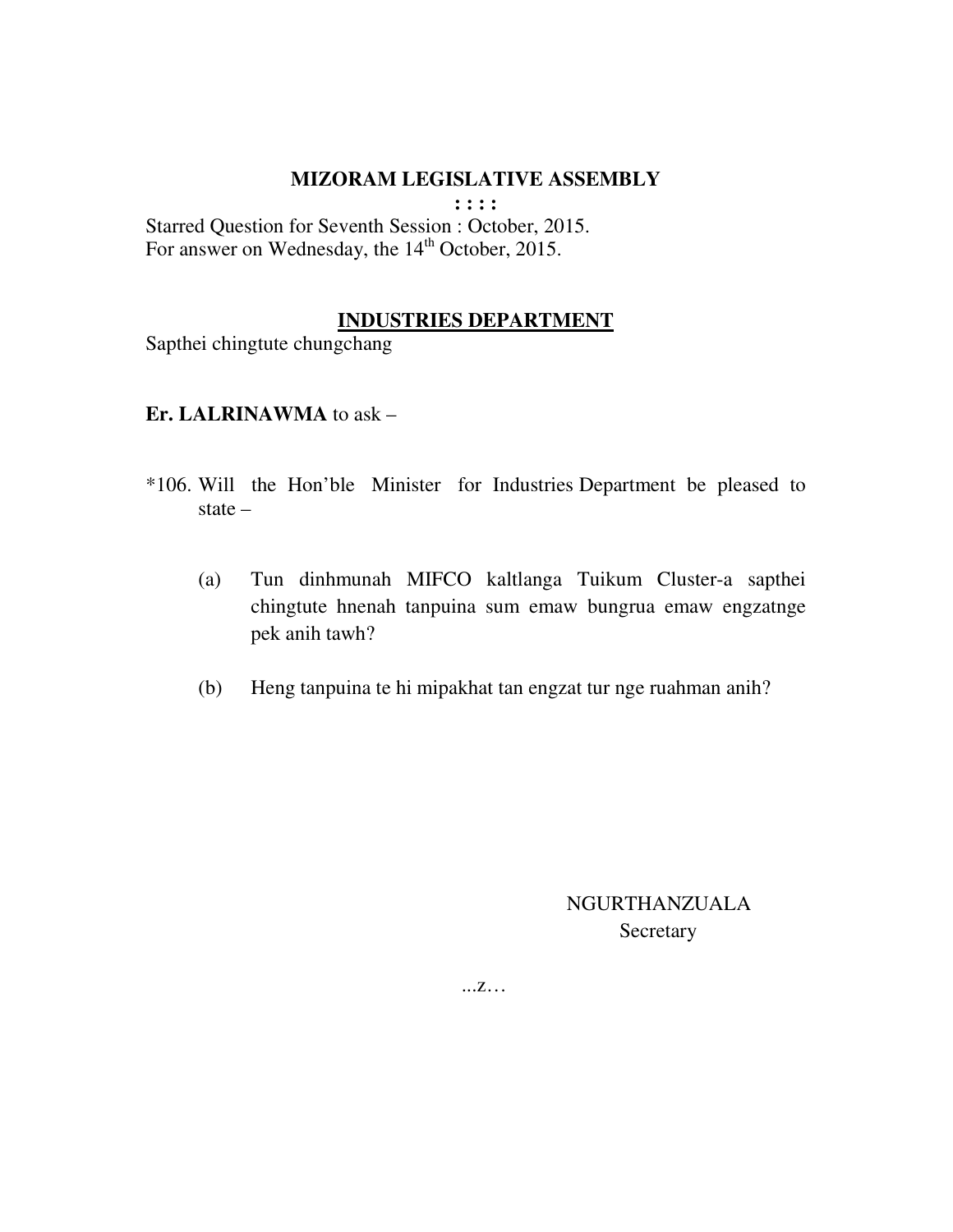**MIZORAM LEGISLATIVE ASSEMBLY**

**: : : :**

Starred Question for Seventh Session : October, 2015.
For answer on Wednesday, the 14th October, 2015.

**INDUSTRIES DEPARTMENT**

Sapthei chingtute chungchang

**Er. LALRINAWMA** to ask –

*106. Will the Hon'ble Minister for Industries Department be pleased to state –

(a) Tun dinhmunah MIFCO kaltlanga Tuikum Cluster-a sapthei chingtute hnenah tanpuina sum emaw bungrua emaw engzatnge pek anih tawh?

(b) Heng tanpuina te hi mipakhat tan engzat tur nge ruahman anih?

NGURTHANZUALA
Secretary

...z…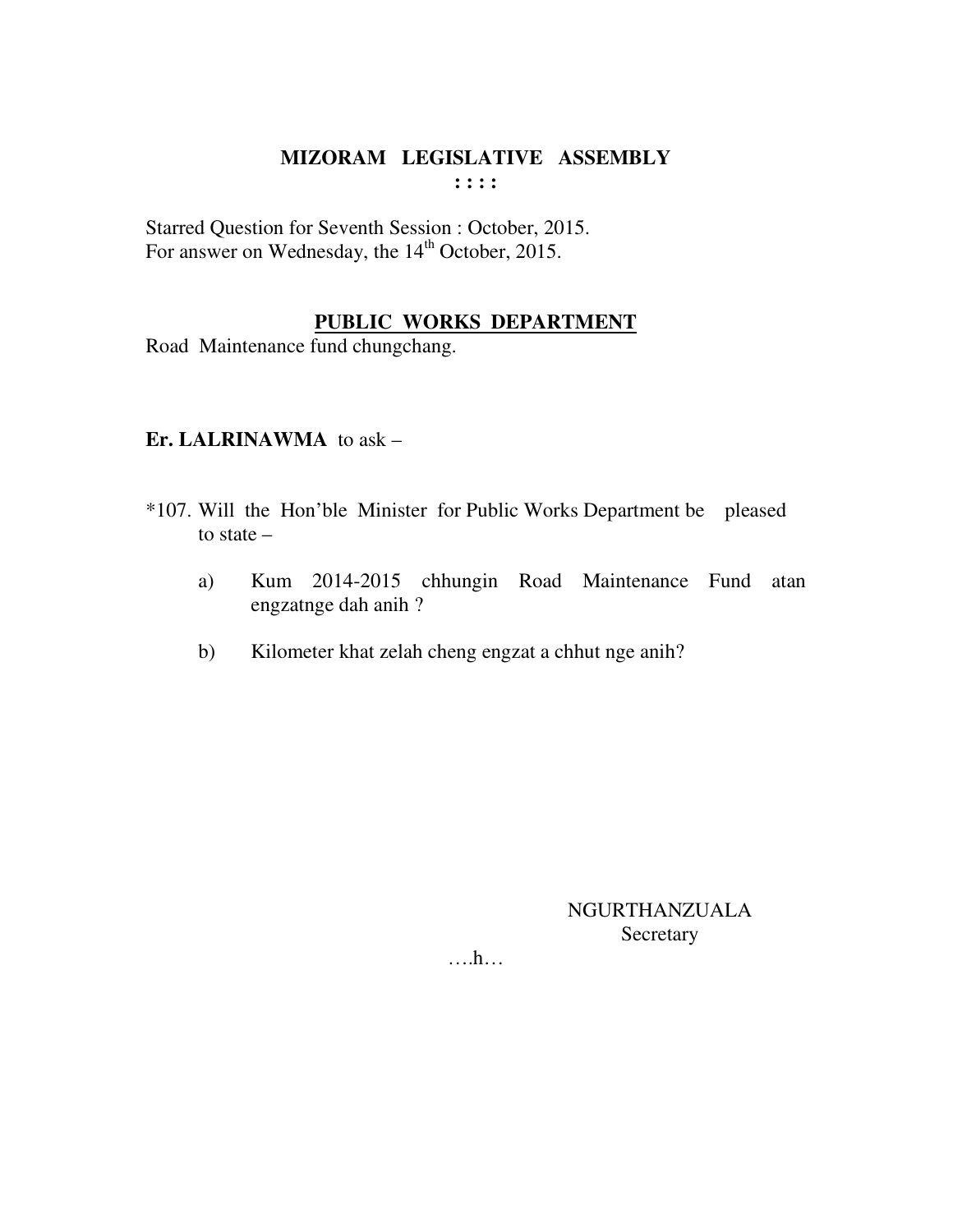# MIZORAM LEGISLATIVE ASSEMBLY

**: : : :**

Starred Question for Seventh Session : October, 2015.
For answer on Wednesday, the 14th October, 2015.

## PUBLIC WORKS DEPARTMENT

Road Maintenance fund chungchang.

**Er. LALRINAWMA** to ask –

*107. Will the Hon'ble Minister for Public Works Department be pleased to state –

a) Kum 2014-2015 chhungin Road Maintenance Fund atan engzatnge dah anih ?

b) Kilometer khat zelah cheng engzat a chhut nge anih?

NGURTHANZUALA
Secretary

….h…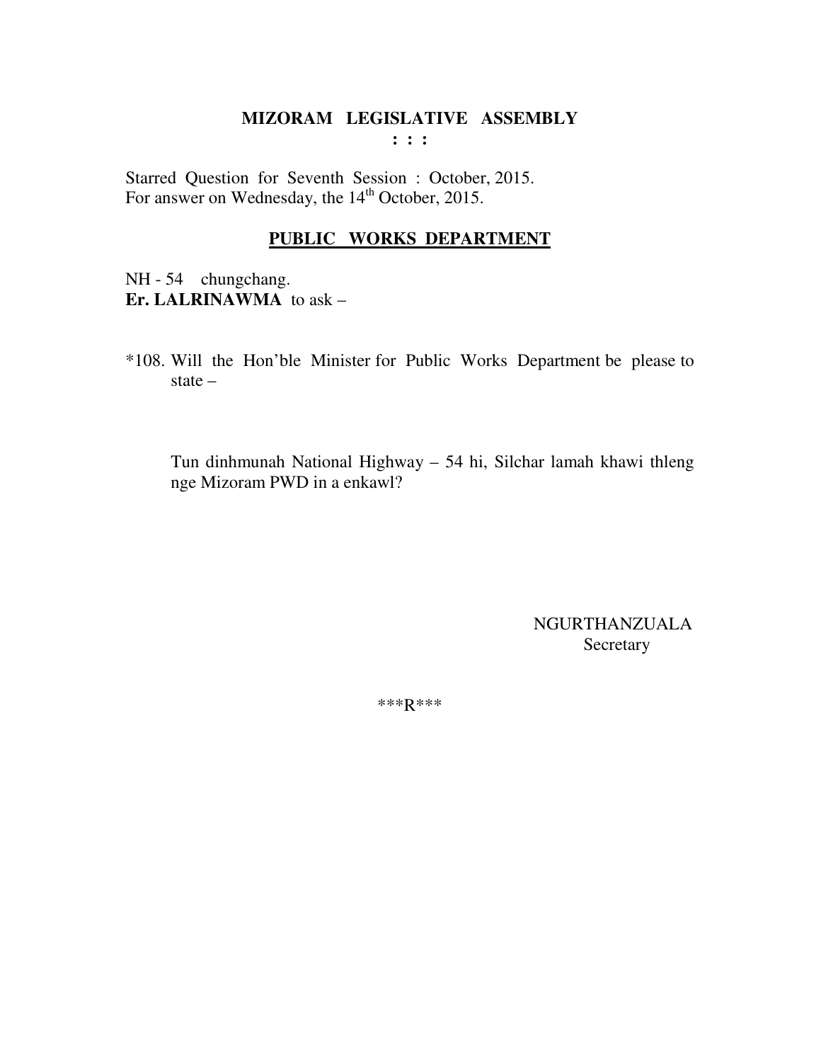# MIZORAM LEGISLATIVE ASSEMBLY

**: : :**

Starred Question for Seventh Session : October, 2015.
For answer on Wednesday, the 14th October, 2015.

## PUBLIC WORKS DEPARTMENT

NH - 54 chungchang.
**Er. LALRINAWMA** to ask –

*108. Will the Hon'ble Minister for Public Works Department be please to state –

Tun dinhmunah National Highway – 54 hi, Silchar lamah khawi thleng nge Mizoram PWD in a enkawl?

NGURTHANZUALA
Secretary

***R***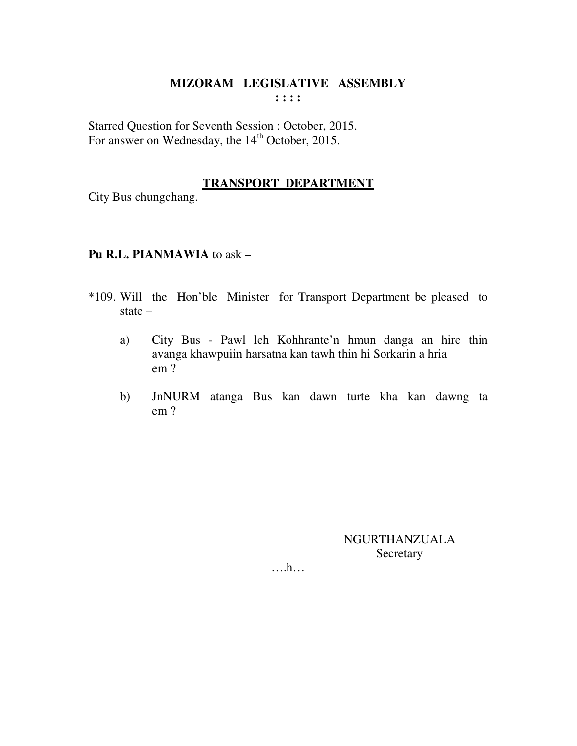# MIZORAM LEGISLATIVE ASSEMBLY

: : : :

Starred Question for Seventh Session : October, 2015.
For answer on Wednesday, the 14th October, 2015.

## TRANSPORT DEPARTMENT

City Bus chungchang.

**Pu R.L. PIANMAWIA** to ask –

*109. Will the Hon'ble Minister for Transport Department be pleased to state –

a) City Bus - Pawl leh Kohhrante'n hmun danga an hire thin avanga khawpuiin harsatna kan tawh thin hi Sorkarin a hria em ?

b) JnNURM atanga Bus kan dawn turte kha kan dawng ta em ?

NGURTHANZUALA
Secretary

….h…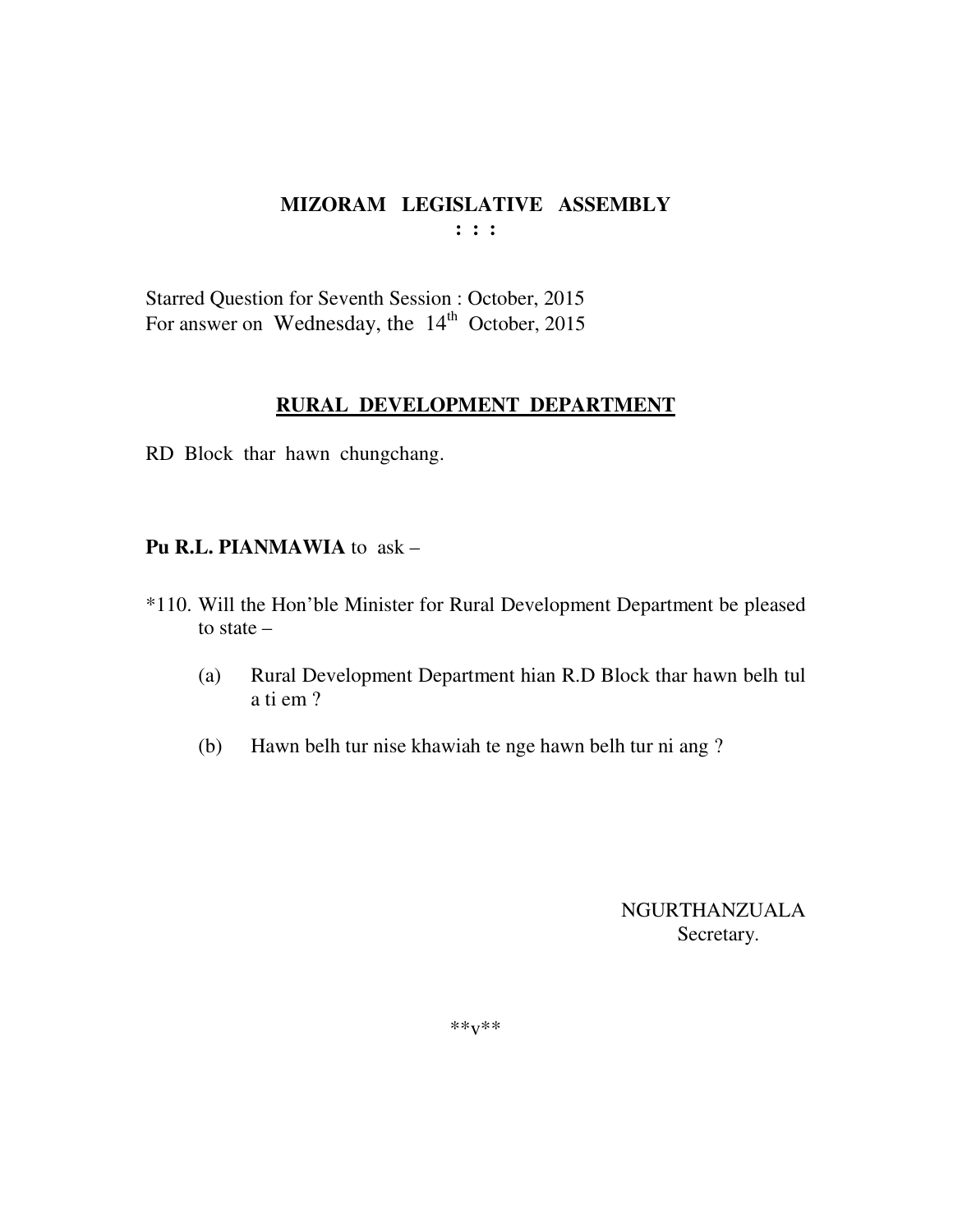# MIZORAM LEGISLATIVE ASSEMBLY

: : :

Starred Question for Seventh Session : October, 2015
For answer on Wednesday, the 14th October, 2015

## RURAL DEVELOPMENT DEPARTMENT

RD Block thar hawn chungchang.

**Pu R.L. PIANMAWIA** to ask –

*110. Will the Hon'ble Minister for Rural Development Department be pleased to state –

(a) Rural Development Department hian R.D Block thar hawn belh tul a ti em ?

(b) Hawn belh tur nise khawiah te nge hawn belh tur ni ang ?

NGURTHANZUALA
Secretary.

**v**